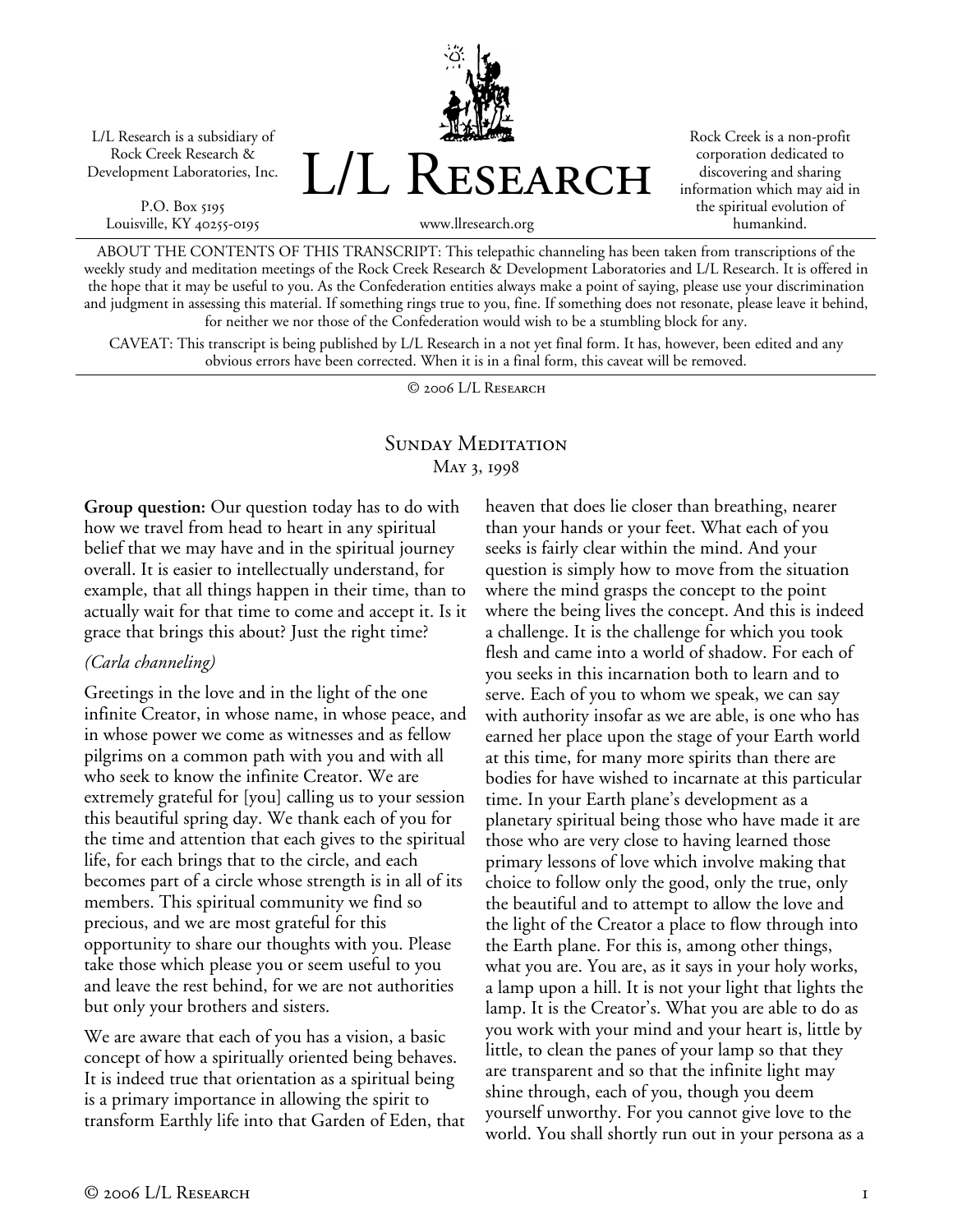L/L Research is a subsidiary of Rock Creek Research & Development Laboratories, Inc.

P.O. Box 5195
Louisville, KY 40255-0195

# L/L Research

www.llresearch.org

Rock Creek is a non-profit corporation dedicated to discovering and sharing information which may aid in the spiritual evolution of humankind.

ABOUT THE CONTENTS OF THIS TRANSCRIPT: This telepathic channeling has been taken from transcriptions of the weekly study and meditation meetings of the Rock Creek Research & Development Laboratories and L/L Research. It is offered in the hope that it may be useful to you. As the Confederation entities always make a point of saying, please use your discrimination and judgment in assessing this material. If something rings true to you, fine. If something does not resonate, please leave it behind, for neither we nor those of the Confederation would wish to be a stumbling block for any.

CAVEAT: This transcript is being published by L/L Research in a not yet final form. It has, however, been edited and any obvious errors have been corrected. When it is in a final form, this caveat will be removed.

© 2006 L/L Research

## Sunday Meditation
May 3, 1998

**Group question:** Our question today has to do with how we travel from head to heart in any spiritual belief that we may have and in the spiritual journey overall. It is easier to intellectually understand, for example, that all things happen in their time, than to actually wait for that time to come and accept it. Is it grace that brings this about? Just the right time?

*(Carla channeling)*

Greetings in the love and in the light of the one infinite Creator, in whose name, in whose peace, and in whose power we come as witnesses and as fellow pilgrims on a common path with you and with all who seek to know the infinite Creator. We are extremely grateful for [you] calling us to your session this beautiful spring day. We thank each of you for the time and attention that each gives to the spiritual life, for each brings that to the circle, and each becomes part of a circle whose strength is in all of its members. This spiritual community we find so precious, and we are most grateful for this opportunity to share our thoughts with you. Please take those which please you or seem useful to you and leave the rest behind, for we are not authorities but only your brothers and sisters.

We are aware that each of you has a vision, a basic concept of how a spiritually oriented being behaves. It is indeed true that orientation as a spiritual being is a primary importance in allowing the spirit to transform Earthly life into that Garden of Eden, that heaven that does lie closer than breathing, nearer than your hands or your feet. What each of you seeks is fairly clear within the mind. And your question is simply how to move from the situation where the mind grasps the concept to the point where the being lives the concept. And this is indeed a challenge. It is the challenge for which you took flesh and came into a world of shadow. For each of you seeks in this incarnation both to learn and to serve. Each of you to whom we speak, we can say with authority insofar as we are able, is one who has earned her place upon the stage of your Earth world at this time, for many more spirits than there are bodies for have wished to incarnate at this particular time. In your Earth plane's development as a planetary spiritual being those who have made it are those who are very close to having learned those primary lessons of love which involve making that choice to follow only the good, only the true, only the beautiful and to attempt to allow the love and the light of the Creator a place to flow through into the Earth plane. For this is, among other things, what you are. You are, as it says in your holy works, a lamp upon a hill. It is not your light that lights the lamp. It is the Creator's. What you are able to do as you work with your mind and your heart is, little by little, to clean the panes of your lamp so that they are transparent and so that the infinite light may shine through, each of you, though you deem yourself unworthy. For you cannot give love to the world. You shall shortly run out in your persona as a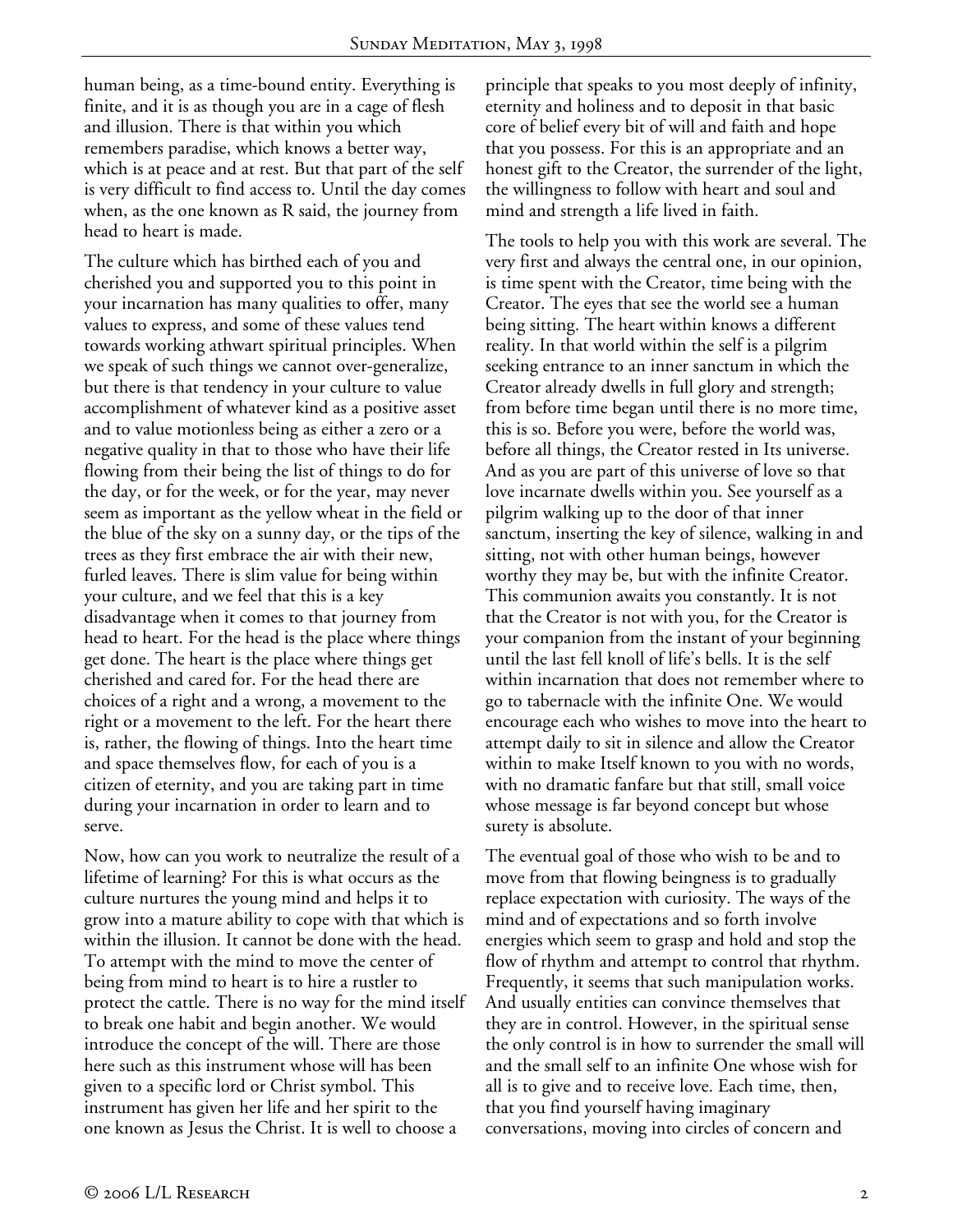human being, as a time-bound entity. Everything is finite, and it is as though you are in a cage of flesh and illusion. There is that within you which remembers paradise, which knows a better way, which is at peace and at rest. But that part of the self is very difficult to find access to. Until the day comes when, as the one known as R said, the journey from head to heart is made.

The culture which has birthed each of you and cherished you and supported you to this point in your incarnation has many qualities to offer, many values to express, and some of these values tend towards working athwart spiritual principles. When we speak of such things we cannot over-generalize, but there is that tendency in your culture to value accomplishment of whatever kind as a positive asset and to value motionless being as either a zero or a negative quality in that to those who have their life flowing from their being the list of things to do for the day, or for the week, or for the year, may never seem as important as the yellow wheat in the field or the blue of the sky on a sunny day, or the tips of the trees as they first embrace the air with their new, furled leaves. There is slim value for being within your culture, and we feel that this is a key disadvantage when it comes to that journey from head to heart. For the head is the place where things get done. The heart is the place where things get cherished and cared for. For the head there are choices of a right and a wrong, a movement to the right or a movement to the left. For the heart there is, rather, the flowing of things. Into the heart time and space themselves flow, for each of you is a citizen of eternity, and you are taking part in time during your incarnation in order to learn and to serve.

Now, how can you work to neutralize the result of a lifetime of learning? For this is what occurs as the culture nurtures the young mind and helps it to grow into a mature ability to cope with that which is within the illusion. It cannot be done with the head. To attempt with the mind to move the center of being from mind to heart is to hire a rustler to protect the cattle. There is no way for the mind itself to break one habit and begin another. We would introduce the concept of the will. There are those here such as this instrument whose will has been given to a specific lord or Christ symbol. This instrument has given her life and her spirit to the one known as Jesus the Christ. It is well to choose a principle that speaks to you most deeply of infinity, eternity and holiness and to deposit in that basic core of belief every bit of will and faith and hope that you possess. For this is an appropriate and an honest gift to the Creator, the surrender of the light, the willingness to follow with heart and soul and mind and strength a life lived in faith.

The tools to help you with this work are several. The very first and always the central one, in our opinion, is time spent with the Creator, time being with the Creator. The eyes that see the world see a human being sitting. The heart within knows a different reality. In that world within the self is a pilgrim seeking entrance to an inner sanctum in which the Creator already dwells in full glory and strength; from before time began until there is no more time, this is so. Before you were, before the world was, before all things, the Creator rested in Its universe. And as you are part of this universe of love so that love incarnate dwells within you. See yourself as a pilgrim walking up to the door of that inner sanctum, inserting the key of silence, walking in and sitting, not with other human beings, however worthy they may be, but with the infinite Creator. This communion awaits you constantly. It is not that the Creator is not with you, for the Creator is your companion from the instant of your beginning until the last fell knoll of life's bells. It is the self within incarnation that does not remember where to go to tabernacle with the infinite One. We would encourage each who wishes to move into the heart to attempt daily to sit in silence and allow the Creator within to make Itself known to you with no words, with no dramatic fanfare but that still, small voice whose message is far beyond concept but whose surety is absolute.

The eventual goal of those who wish to be and to move from that flowing beingness is to gradually replace expectation with curiosity. The ways of the mind and of expectations and so forth involve energies which seem to grasp and hold and stop the flow of rhythm and attempt to control that rhythm. Frequently, it seems that such manipulation works. And usually entities can convince themselves that they are in control. However, in the spiritual sense the only control is in how to surrender the small will and the small self to an infinite One whose wish for all is to give and to receive love. Each time, then, that you find yourself having imaginary conversations, moving into circles of concern and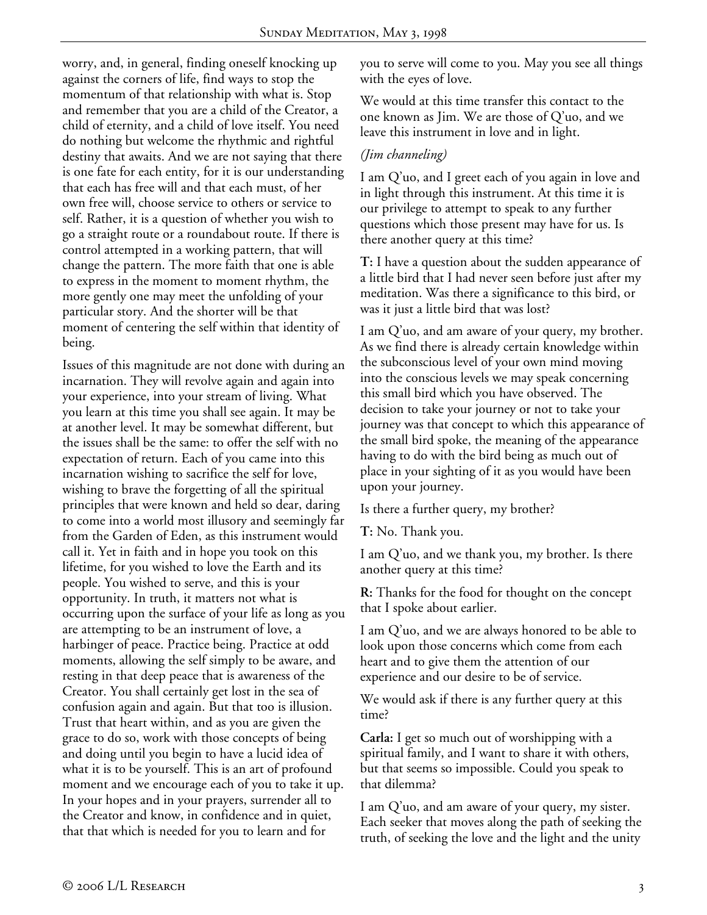worry, and, in general, finding oneself knocking up against the corners of life, find ways to stop the momentum of that relationship with what is. Stop and remember that you are a child of the Creator, a child of eternity, and a child of love itself. You need do nothing but welcome the rhythmic and rightful destiny that awaits. And we are not saying that there is one fate for each entity, for it is our understanding that each has free will and that each must, of her own free will, choose service to others or service to self. Rather, it is a question of whether you wish to go a straight route or a roundabout route. If there is control attempted in a working pattern, that will change the pattern. The more faith that one is able to express in the moment to moment rhythm, the more gently one may meet the unfolding of your particular story. And the shorter will be that moment of centering the self within that identity of being.

Issues of this magnitude are not done with during an incarnation. They will revolve again and again into your experience, into your stream of living. What you learn at this time you shall see again. It may be at another level. It may be somewhat different, but the issues shall be the same: to offer the self with no expectation of return. Each of you came into this incarnation wishing to sacrifice the self for love, wishing to brave the forgetting of all the spiritual principles that were known and held so dear, daring to come into a world most illusory and seemingly far from the Garden of Eden, as this instrument would call it. Yet in faith and in hope you took on this lifetime, for you wished to love the Earth and its people. You wished to serve, and this is your opportunity. In truth, it matters not what is occurring upon the surface of your life as long as you are attempting to be an instrument of love, a harbinger of peace. Practice being. Practice at odd moments, allowing the self simply to be aware, and resting in that deep peace that is awareness of the Creator. You shall certainly get lost in the sea of confusion again and again. But that too is illusion. Trust that heart within, and as you are given the grace to do so, work with those concepts of being and doing until you begin to have a lucid idea of what it is to be yourself. This is an art of profound moment and we encourage each of you to take it up. In your hopes and in your prayers, surrender all to the Creator and know, in confidence and in quiet, that that which is needed for you to learn and for you to serve will come to you. May you see all things with the eyes of love.

We would at this time transfer this contact to the one known as Jim. We are those of Q'uo, and we leave this instrument in love and in light.

*(Jim channeling)*

I am Q'uo, and I greet each of you again in love and in light through this instrument. At this time it is our privilege to attempt to speak to any further questions which those present may have for us. Is there another query at this time?

**T:** I have a question about the sudden appearance of a little bird that I had never seen before just after my meditation. Was there a significance to this bird, or was it just a little bird that was lost?

I am Q'uo, and am aware of your query, my brother. As we find there is already certain knowledge within the subconscious level of your own mind moving into the conscious levels we may speak concerning this small bird which you have observed. The decision to take your journey or not to take your journey was that concept to which this appearance of the small bird spoke, the meaning of the appearance having to do with the bird being as much out of place in your sighting of it as you would have been upon your journey.

Is there a further query, my brother?

**T:** No. Thank you.

I am Q'uo, and we thank you, my brother. Is there another query at this time?

**R:** Thanks for the food for thought on the concept that I spoke about earlier.

I am Q'uo, and we are always honored to be able to look upon those concerns which come from each heart and to give them the attention of our experience and our desire to be of service.

We would ask if there is any further query at this time?

**Carla:** I get so much out of worshipping with a spiritual family, and I want to share it with others, but that seems so impossible. Could you speak to that dilemma?

I am Q'uo, and am aware of your query, my sister. Each seeker that moves along the path of seeking the truth, of seeking the love and the light and the unity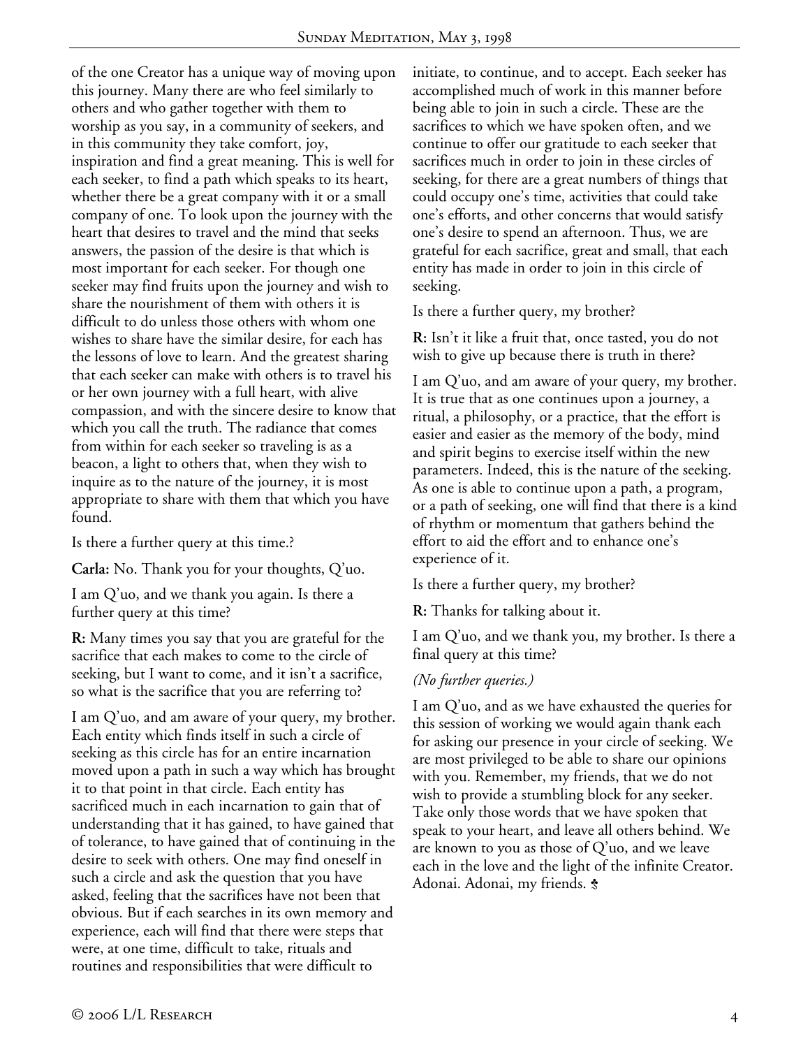of the one Creator has a unique way of moving upon this journey. Many there are who feel similarly to others and who gather together with them to worship as you say, in a community of seekers, and in this community they take comfort, joy, inspiration and find a great meaning. This is well for each seeker, to find a path which speaks to its heart, whether there be a great company with it or a small company of one. To look upon the journey with the heart that desires to travel and the mind that seeks answers, the passion of the desire is that which is most important for each seeker. For though one seeker may find fruits upon the journey and wish to share the nourishment of them with others it is difficult to do unless those others with whom one wishes to share have the similar desire, for each has the lessons of love to learn. And the greatest sharing that each seeker can make with others is to travel his or her own journey with a full heart, with alive compassion, and with the sincere desire to know that which you call the truth. The radiance that comes from within for each seeker so traveling is as a beacon, a light to others that, when they wish to inquire as to the nature of the journey, it is most appropriate to share with them that which you have found.

Is there a further query at this time.?

**Carla:** No. Thank you for your thoughts, Q'uo.

I am Q'uo, and we thank you again. Is there a further query at this time?

**R:** Many times you say that you are grateful for the sacrifice that each makes to come to the circle of seeking, but I want to come, and it isn't a sacrifice, so what is the sacrifice that you are referring to?

I am Q'uo, and am aware of your query, my brother. Each entity which finds itself in such a circle of seeking as this circle has for an entire incarnation moved upon a path in such a way which has brought it to that point in that circle. Each entity has sacrificed much in each incarnation to gain that of understanding that it has gained, to have gained that of tolerance, to have gained that of continuing in the desire to seek with others. One may find oneself in such a circle and ask the question that you have asked, feeling that the sacrifices have not been that obvious. But if each searches in its own memory and experience, each will find that there were steps that were, at one time, difficult to take, rituals and routines and responsibilities that were difficult to initiate, to continue, and to accept. Each seeker has accomplished much of work in this manner before being able to join in such a circle. These are the sacrifices to which we have spoken often, and we continue to offer our gratitude to each seeker that sacrifices much in order to join in these circles of seeking, for there are a great numbers of things that could occupy one's time, activities that could take one's efforts, and other concerns that would satisfy one's desire to spend an afternoon. Thus, we are grateful for each sacrifice, great and small, that each entity has made in order to join in this circle of seeking.

Is there a further query, my brother?

**R:** Isn't it like a fruit that, once tasted, you do not wish to give up because there is truth in there?

I am Q'uo, and am aware of your query, my brother. It is true that as one continues upon a journey, a ritual, a philosophy, or a practice, that the effort is easier and easier as the memory of the body, mind and spirit begins to exercise itself within the new parameters. Indeed, this is the nature of the seeking. As one is able to continue upon a path, a program, or a path of seeking, one will find that there is a kind of rhythm or momentum that gathers behind the effort to aid the effort and to enhance one's experience of it.

Is there a further query, my brother?

**R:** Thanks for talking about it.

I am Q'uo, and we thank you, my brother. Is there a final query at this time?

*(No further queries.)*

I am Q'uo, and as we have exhausted the queries for this session of working we would again thank each for asking our presence in your circle of seeking. We are most privileged to be able to share our opinions with you. Remember, my friends, that we do not wish to provide a stumbling block for any seeker. Take only those words that we have spoken that speak to your heart, and leave all others behind. We are known to you as those of Q'uo, and we leave each in the love and the light of the infinite Creator. Adonai. Adonai, my friends.

© 2006 L/L Research